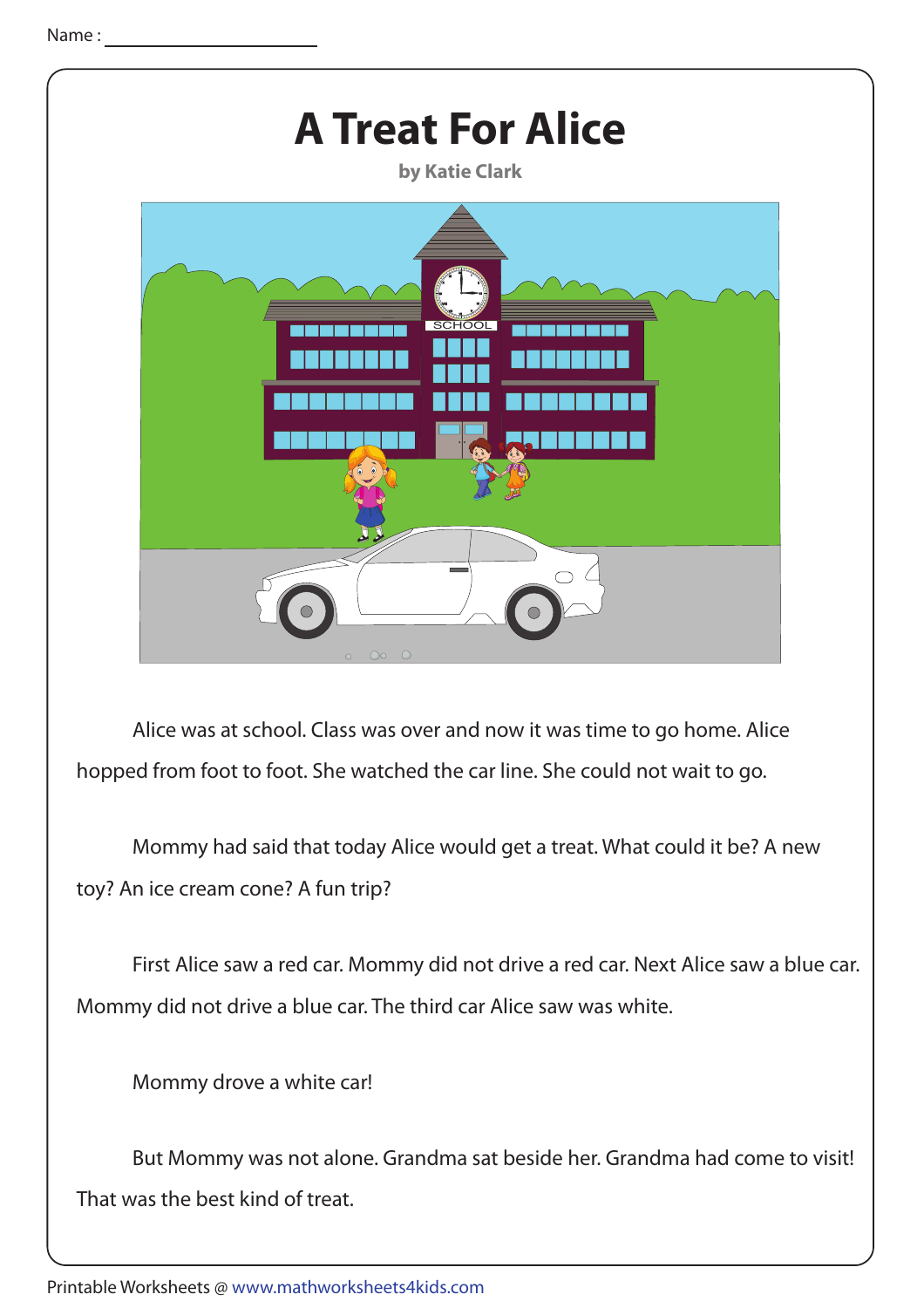Name : ____________________

# A Treat For Alice

**by Katie Clark**

Alice was at school. Class was over and now it was time to go home. Alice hopped from foot to foot. She watched the car line. She could not wait to go.

Mommy had said that today Alice would get a treat. What could it be? A new toy? An ice cream cone? A fun trip?

First Alice saw a red car. Mommy did not drive a red car. Next Alice saw a blue car. Mommy did not drive a blue car. The third car Alice saw was white.

Mommy drove a white car!

But Mommy was not alone. Grandma sat beside her. Grandma had come to visit! That was the best kind of treat.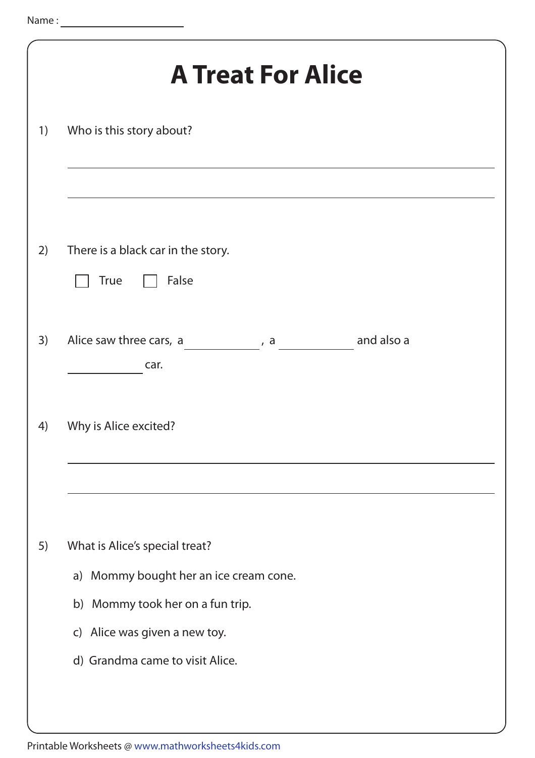Name : ____________________

# A Treat For Alice

1) Who is this story about?

______________________________________________

______________________________________________

2) There is a black car in the story.

☐ True ☐ False

3) Alice saw three cars, a __________ , a __________ and also a __________ car.

4) Why is Alice excited?

______________________________________________

______________________________________________

5) What is Alice's special treat?

a) Mommy bought her an ice cream cone.

b) Mommy took her on a fun trip.

c) Alice was given a new toy.

d) Grandma came to visit Alice.

Printable Worksheets @ www.mathworksheets4kids.com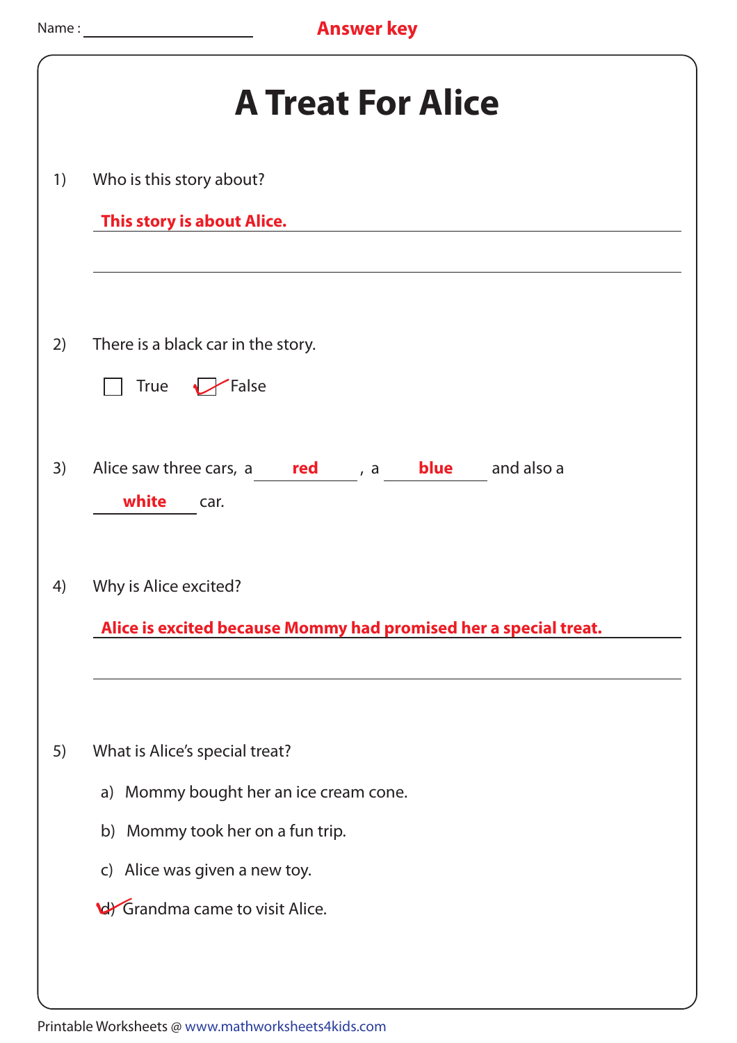Name : ____________________ **Answer key**

# A Treat For Alice

1) Who is this story about?

**This story is about Alice.**

2) There is a black car in the story.

☐ True ☑ False

3) Alice saw three cars, a **red**, a **blue** and also a **white** car.

4) Why is Alice excited?

**Alice is excited because Mommy had promised her a special treat.**

5) What is Alice's special treat?

a) Mommy bought her an ice cream cone.

b) Mommy took her on a fun trip.

c) Alice was given a new toy.

✓ d) Grandma came to visit Alice.

Printable Worksheets @ www.mathworksheets4kids.com